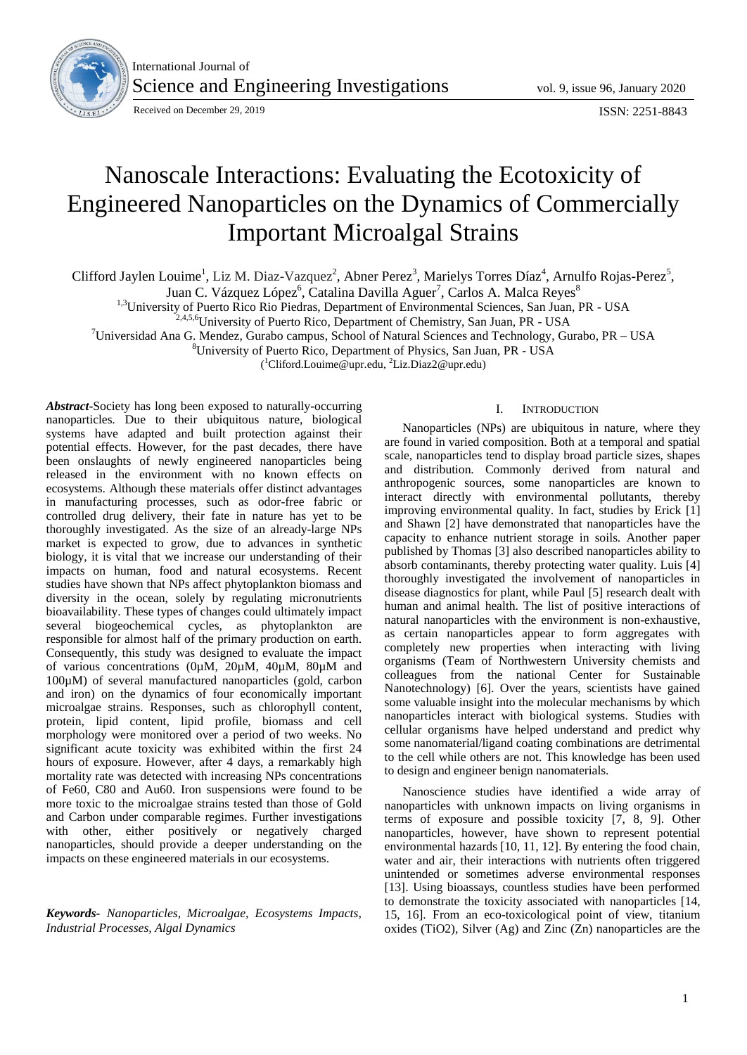# Nanoscale Interactions: Evaluating the Ecotoxicity of Engineered Nanoparticles on the Dynamics of Commercially Important Microalgal Strains

Clifford Jaylen Louime[1], Liz M. Diaz-Vazquez[2], Abner Perez[3], Marielys Torres Díaz[4], Arnulfo Rojas-Perez[5], Juan C. Vázquez López[6], Catalina Davilla Aguer[7], Carlos A. Malca Reyes[8]

[1,3]University of Puerto Rico Rio Piedras, Department of Environmental Sciences, San Juan, PR - USA

[2,4,5,6]University of Puerto Rico, Department of Chemistry, San Juan, PR - USA

[7]Universidad Ana G. Mendez, Gurabo campus, School of Natural Sciences and Technology, Gurabo, PR – USA

[8]University of Puerto Rico, Department of Physics, San Juan, PR - USA

([1]Cliford.Louime@upr.edu, [2]Liz.Diaz2@upr.edu)

***Abstract*****-**Society has long been exposed to naturally-occurring nanoparticles. Due to their ubiquitous nature, biological systems have adapted and built protection against their potential effects. However, for the past decades, there have been onslaughts of newly engineered nanoparticles being released in the environment with no known effects on ecosystems. Although these materials offer distinct advantages in manufacturing processes, such as odor-free fabric or controlled drug delivery, their fate in nature has yet to be thoroughly investigated. As the size of an already-large NPs market is expected to grow, due to advances in synthetic biology, it is vital that we increase our understanding of their impacts on human, food and natural ecosystems. Recent studies have shown that NPs affect phytoplankton biomass and diversity in the ocean, solely by regulating micronutrients bioavailability. These types of changes could ultimately impact several biogeochemical cycles, as phytoplankton are responsible for almost half of the primary production on earth. Consequently, this study was designed to evaluate the impact of various concentrations (0µM, 20µM, 40µM, 80µM and 100µM) of several manufactured nanoparticles (gold, carbon and iron) on the dynamics of four economically important microalgae strains. Responses, such as chlorophyll content, protein, lipid content, lipid profile, biomass and cell morphology were monitored over a period of two weeks. No significant acute toxicity was exhibited within the first 24 hours of exposure. However, after 4 days, a remarkably high mortality rate was detected with increasing NPs concentrations of Fe60, C80 and Au60. Iron suspensions were found to be more toxic to the microalgae strains tested than those of Gold and Carbon under comparable regimes. Further investigations with other, either positively or negatively charged nanoparticles, should provide a deeper understanding on the impacts on these engineered materials in our ecosystems.

***Keywords****- Nanoparticles, Microalgae, Ecosystems Impacts, Industrial Processes, Algal Dynamics*

## I. Introduction

Nanoparticles (NPs) are ubiquitous in nature, where they are found in varied composition. Both at a temporal and spatial scale, nanoparticles tend to display broad particle sizes, shapes and distribution. Commonly derived from natural and anthropogenic sources, some nanoparticles are known to interact directly with environmental pollutants, thereby improving environmental quality. In fact, studies by Erick [1] and Shawn [2] have demonstrated that nanoparticles have the capacity to enhance nutrient storage in soils. Another paper published by Thomas [3] also described nanoparticles ability to absorb contaminants, thereby protecting water quality. Luis [4] thoroughly investigated the involvement of nanoparticles in disease diagnostics for plant, while Paul [5] research dealt with human and animal health. The list of positive interactions of natural nanoparticles with the environment is non-exhaustive, as certain nanoparticles appear to form aggregates with completely new properties when interacting with living organisms (Team of Northwestern University chemists and colleagues from the national Center for Sustainable Nanotechnology) [6]. Over the years, scientists have gained some valuable insight into the molecular mechanisms by which nanoparticles interact with biological systems. Studies with cellular organisms have helped understand and predict why some nanomaterial/ligand coating combinations are detrimental to the cell while others are not. This knowledge has been used to design and engineer benign nanomaterials.

Nanoscience studies have identified a wide array of nanoparticles with unknown impacts on living organisms in terms of exposure and possible toxicity [7, 8, 9]. Other nanoparticles, however, have shown to represent potential environmental hazards [10, 11, 12]. By entering the food chain, water and air, their interactions with nutrients often triggered unintended or sometimes adverse environmental responses [13]. Using bioassays, countless studies have been performed to demonstrate the toxicity associated with nanoparticles [14, 15, 16]. From an eco-toxicological point of view, titanium oxides (TiO2), Silver (Ag) and Zinc (Zn) nanoparticles are the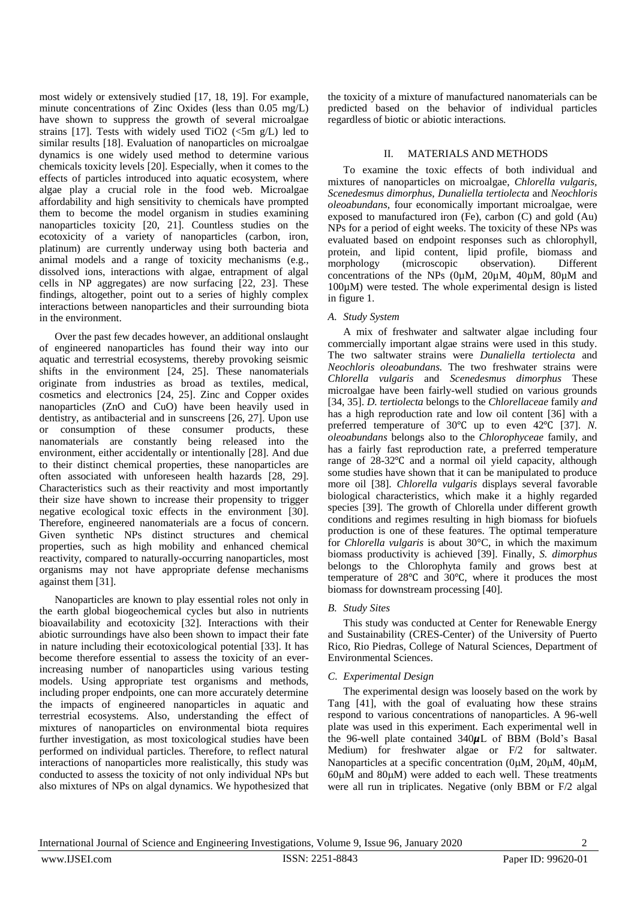most widely or extensively studied [17, 18, 19]. For example, minute concentrations of Zinc Oxides (less than 0.05 mg/L) have shown to suppress the growth of several microalgae strains [17]. Tests with widely used TiO2 (<5m g/L) led to similar results [18]. Evaluation of nanoparticles on microalgae dynamics is one widely used method to determine various chemicals toxicity levels [20]. Especially, when it comes to the effects of particles introduced into aquatic ecosystem, where algae play a crucial role in the food web. Microalgae affordability and high sensitivity to chemicals have prompted them to become the model organism in studies examining nanoparticles toxicity [20, 21]. Countless studies on the ecotoxicity of a variety of nanoparticles (carbon, iron, platinum) are currently underway using both bacteria and animal models and a range of toxicity mechanisms (e.g., dissolved ions, interactions with algae, entrapment of algal cells in NP aggregates) are now surfacing [22, 23]. These findings, altogether, point out to a series of highly complex interactions between nanoparticles and their surrounding biota in the environment.

Over the past few decades however, an additional onslaught of engineered nanoparticles has found their way into our aquatic and terrestrial ecosystems, thereby provoking seismic shifts in the environment [24, 25]. These nanomaterials originate from industries as broad as textiles, medical, cosmetics and electronics [24, 25]. Zinc and Copper oxides nanoparticles (ZnO and CuO) have been heavily used in dentistry, as antibacterial and in sunscreens [26, 27]. Upon use or consumption of these consumer products, these nanomaterials are constantly being released into the environment, either accidentally or intentionally [28]. And due to their distinct chemical properties, these nanoparticles are often associated with unforeseen health hazards [28, 29]. Characteristics such as their reactivity and most importantly their size have shown to increase their propensity to trigger negative ecological toxic effects in the environment [30]. Therefore, engineered nanomaterials are a focus of concern. Given synthetic NPs distinct structures and chemical properties, such as high mobility and enhanced chemical reactivity, compared to naturally-occurring nanoparticles, most organisms may not have appropriate defense mechanisms against them [31].

Nanoparticles are known to play essential roles not only in the earth global biogeochemical cycles but also in nutrients bioavailability and ecotoxicity [32]. Interactions with their abiotic surroundings have also been shown to impact their fate in nature including their ecotoxicological potential [33]. It has become therefore essential to assess the toxicity of an ever-increasing number of nanoparticles using various testing models. Using appropriate test organisms and methods, including proper endpoints, one can more accurately determine the impacts of engineered nanoparticles in aquatic and terrestrial ecosystems. Also, understanding the effect of mixtures of nanoparticles on environmental biota requires further investigation, as most toxicological studies have been performed on individual particles. Therefore, to reflect natural interactions of nanoparticles more realistically, this study was conducted to assess the toxicity of not only individual NPs but also mixtures of NPs on algal dynamics. We hypothesized that the toxicity of a mixture of manufactured nanomaterials can be predicted based on the behavior of individual particles regardless of biotic or abiotic interactions.

## II. MATERIALS AND METHODS

To examine the toxic effects of both individual and mixtures of nanoparticles on microalgae, *Chlorella vulgaris*, *Scenedesmus dimorphus*, *Dunaliella tertiolecta* and *Neochloris oleoabundans*, four economically important microalgae, were exposed to manufactured iron (Fe), carbon (C) and gold (Au) NPs for a period of eight weeks. The toxicity of these NPs was evaluated based on endpoint responses such as chlorophyll, protein, and lipid content, lipid profile, biomass and morphology (microscopic observation). Different concentrations of the NPs (0μM, 20μM, 40μM, 80μM and 100μM) were tested. The whole experimental design is listed in figure 1.

### *A. Study System*

A mix of freshwater and saltwater algae including four commercially important algae strains were used in this study. The two saltwater strains were *Dunaliella tertiolecta* and *Neochloris oleoabundans.* The two freshwater strains were *Chlorella vulgaris* and *Scenedesmus dimorphus* These microalgae have been fairly-well studied on various grounds [34, 35]. *D. tertiolecta* belongs to the *Chlorellaceae* family *and* has a high reproduction rate and low oil content [36] with a preferred temperature of 30℃ up to even 42℃ [37]. *N. oleoabundans* belongs also to the *Chlorophyceae* family, and has a fairly fast reproduction rate, a preferred temperature range of 28-32℃ and a normal oil yield capacity, although some studies have shown that it can be manipulated to produce more oil [38]. *Chlorella vulgaris* displays several favorable biological characteristics, which make it a highly regarded species [39]. The growth of Chlorella under different growth conditions and regimes resulting in high biomass for biofuels production is one of these features. The optimal temperature for *Chlorella vulgaris* is about 30°C, in which the maximum biomass productivity is achieved [39]. Finally, *S. dimorphus* belongs to the Chlorophyta family and grows best at temperature of 28℃ and 30℃, where it produces the most biomass for downstream processing [40].

### *B. Study Sites*

This study was conducted at Center for Renewable Energy and Sustainability (CRES-Center) of the University of Puerto Rico, Rio Piedras, College of Natural Sciences, Department of Environmental Sciences.

### *C. Experimental Design*

The experimental design was loosely based on the work by Tang [41], with the goal of evaluating how these strains respond to various concentrations of nanoparticles. A 96-well plate was used in this experiment. Each experimental well in the 96-well plate contained 340$\mu$L of BBM (Bold's Basal Medium) for freshwater algae or F/2 for saltwater. Nanoparticles at a specific concentration (0μM, 20μM, 40μM, 60μM and 80μM) were added to each well. These treatments were all run in triplicates. Negative (only BBM or F/2 algal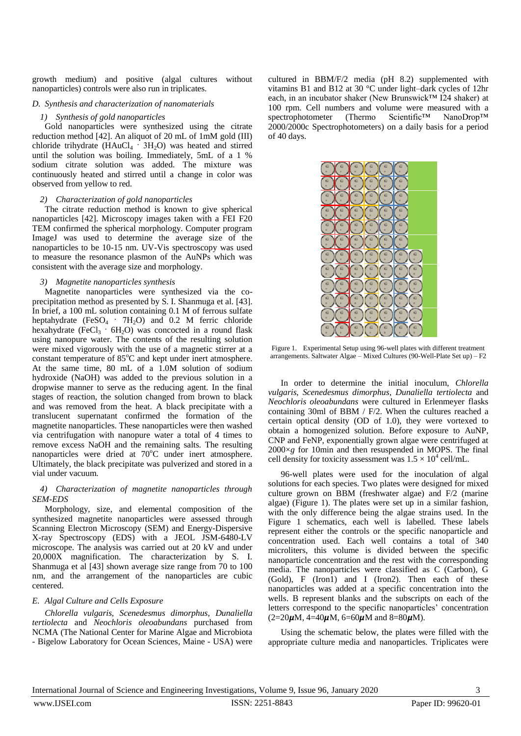growth medium) and positive (algal cultures without nanoparticles) controls were also run in triplicates.

### D. Synthesis and characterization of nanomaterials

#### 1) Synthesis of gold nanoparticles

Gold nanoparticles were synthesized using the citrate reduction method [42]. An aliquot of 20 mL of 1mM gold (III) chloride trihydrate ($HAuCl_4 \cdot 3H_2O$) was heated and stirred until the solution was boiling. Immediately, 5mL of a 1 % sodium citrate solution was added. The mixture was continuously heated and stirred until a change in color was observed from yellow to red.

#### 2) Characterization of gold nanoparticles

The citrate reduction method is known to give spherical nanoparticles [42]. Microscopy images taken with a FEI F20 TEM confirmed the spherical morphology. Computer program ImageJ was used to determine the average size of the nanoparticles to be 10-15 nm. UV-Vis spectroscopy was used to measure the resonance plasmon of the AuNPs which was consistent with the average size and morphology.

#### 3) Magnetite nanoparticles synthesis

Magnetite nanoparticles were synthesized via the co-precipitation method as presented by S. I. Shanmuga et al. [43]. In brief, a 100 mL solution containing 0.1 M of ferrous sulfate heptahydrate ($FeSO_4 \cdot 7H_2O$) and 0.2 M ferric chloride hexahydrate ($FeCl_3 \cdot 6H_2O$) was concocted in a round flask using nanopure water. The contents of the resulting solution were mixed vigorously with the use of a magnetic stirrer at a constant temperature of 85°C and kept under inert atmosphere. At the same time, 80 mL of a 1.0M solution of sodium hydroxide (NaOH) was added to the previous solution in a dropwise manner to serve as the reducing agent. In the final stages of reaction, the solution changed from brown to black and was removed from the heat. A black precipitate with a translucent supernatant confirmed the formation of the magnetite nanoparticles. These nanoparticles were then washed via centrifugation with nanopure water a total of 4 times to remove excess NaOH and the remaining salts. The resulting nanoparticles were dried at 70°C under inert atmosphere. Ultimately, the black precipitate was pulverized and stored in a vial under vacuum.

#### 4) Characterization of magnetite nanoparticles through SEM-EDS

Morphology, size, and elemental composition of the synthesized magnetite nanoparticles were assessed through Scanning Electron Microscopy (SEM) and Energy-Dispersive X-ray Spectroscopy (EDS) with a JEOL JSM-6480-LV microscope. The analysis was carried out at 20 kV and under 20,000X magnification. The characterization by S. I. Shanmuga et al [43] shown average size range from 70 to 100 nm, and the arrangement of the nanoparticles are cubic centered.

### E. Algal Culture and Cells Exposure

*Chlorella vulgaris*, *Scenedesmus dimorphus*, *Dunaliella tertiolecta* and *Neochloris oleoabundans* purchased from NCMA (The National Center for Marine Algae and Microbiota - Bigelow Laboratory for Ocean Sciences, Maine - USA) were cultured in BBM/F/2 media (pH 8.2) supplemented with vitamins B1 and B12 at 30 °C under light–dark cycles of 12hr each, in an incubator shaker (New Brunswick™ I24 shaker) at 100 rpm. Cell numbers and volume were measured with a spectrophotometer (Thermo Scientific™ NanoDrop™ 2000/2000c Spectrophotometers) on a daily basis for a period of 40 days.

Figure 1. Experimental Setup using 96-well plates with different treatment arrangements. Saltwater Algae – Mixed Cultures (90-Well-Plate Set up) – F2

In order to determine the initial inoculum, *Chlorella vulgaris, Scenedesmus dimorphus*, *Dunaliella tertiolecta* and *Neochloris oleoabundans* were cultured in Erlenmeyer flasks containing 30ml of BBM / F/2. When the cultures reached a certain optical density (OD of 1.0), they were vortexed to obtain a homogenized solution. Before exposure to AuNP, CNP and FeNP, exponentially grown algae were centrifuged at 2000×*g* for 10min and then resuspended in MOPS. The final cell density for toxicity assessment was $1.5 \times 10^4$ cell/mL.

96-well plates were used for the inoculation of algal solutions for each species. Two plates were designed for mixed culture grown on BBM (freshwater algae) and F/2 (marine algae) (Figure 1). The plates were set up in a similar fashion, with the only difference being the algae strains used. In the Figure 1 schematics, each well is labelled. These labels represent either the controls or the specific nanoparticle and concentration used. Each well contains a total of 340 microliters, this volume is divided between the specific nanoparticle concentration and the rest with the corresponding media. The nanoparticles were classified as C (Carbon), G (Gold), F (Iron1) and I (Iron2). Then each of these nanoparticles was added at a specific concentration into the wells. B represent blanks and the subscripts on each of the letters correspond to the specific nanoparticles' concentration (2=20$\mu$M, 4=40$\mu$M, 6=60$\mu$M and 8=80$\mu$M).

Using the schematic below, the plates were filled with the appropriate culture media and nanoparticles. Triplicates were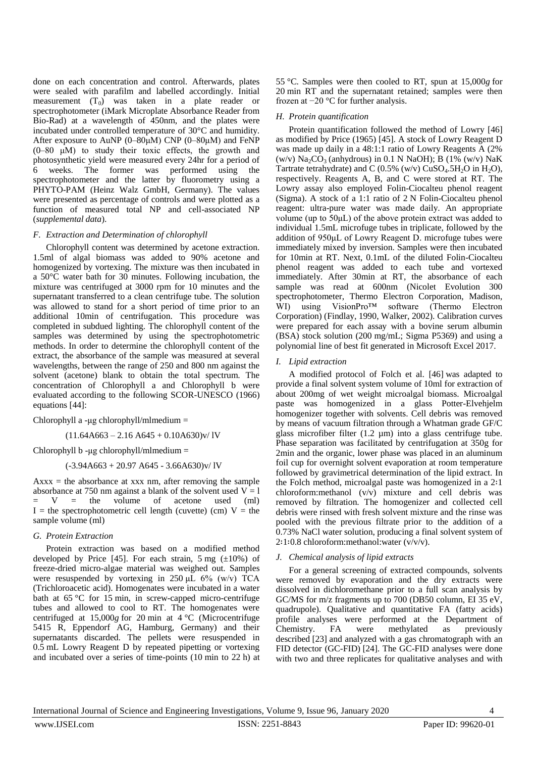done on each concentration and control. Afterwards, plates were sealed with parafilm and labelled accordingly. Initial measurement ($T_0$) was taken in a plate reader or spectrophotometer (iMark Microplate Absorbance Reader from Bio-Rad) at a wavelength of 450nm, and the plates were incubated under controlled temperature of 30°C and humidity. After exposure to AuNP (0–80μM) CNP (0–80μM) and FeNP (0–80 μM) to study their toxic effects, the growth and photosynthetic yield were measured every 24hr for a period of 6 weeks. The former was performed using the spectrophotometer and the latter by fluorometry using a PHYTO-PAM (Heinz Walz GmbH, Germany). The values were presented as percentage of controls and were plotted as a function of measured total NP and cell-associated NP (*supplemental data*).

### F. Extraction and Determination of chlorophyll

Chlorophyll content was determined by acetone extraction. 1.5ml of algal biomass was added to 90% acetone and homogenized by vortexing. The mixture was then incubated in a 50°C water bath for 30 minutes. Following incubation, the mixture was centrifuged at 3000 rpm for 10 minutes and the supernatant transferred to a clean centrifuge tube. The solution was allowed to stand for a short period of time prior to an additional 10min of centrifugation. This procedure was completed in subdued lighting. The chlorophyll content of the samples was determined by using the spectrophotometric methods. In order to determine the chlorophyll content of the extract, the absorbance of the sample was measured at several wavelengths, between the range of 250 and 800 nm against the solvent (acetone) blank to obtain the total spectrum. The concentration of Chlorophyll a and Chlorophyll b were evaluated according to the following SCOR-UNESCO (1966) equations [44]:

Chlorophyll a -μg chlorophyll/mlmedium =

$$(11.64A663 - 2.16\ A645 + 0.10A630)v/\ lV$$

Chlorophyll b -μg chlorophyll/mlmedium =

$$(-3.94A663 + 20.97\ A645 - 3.66A630)v/\ lV$$

Axxx = the absorbance at xxx nm, after removing the sample absorbance at 750 nm against a blank of the solvent used V = l = V = the volume of acetone used (ml) I = the spectrophotometric cell length (cuvette) (cm) V = the sample volume (ml)

### G. Protein Extraction

Protein extraction was based on a modified method developed by Price [45]. For each strain, 5 mg (±10%) of freeze-dried micro-algae material was weighed out. Samples were resuspended by vortexing in 250 μL 6% (w/v) TCA (Trichloroacetic acid). Homogenates were incubated in a water bath at 65 °C for 15 min, in screw-capped micro-centrifuge tubes and allowed to cool to RT. The homogenates were centrifuged at 15,000*g* for 20 min at 4 °C (Microcentrifuge 5415 R, Eppendorf AG, Hamburg, Germany) and their supernatants discarded. The pellets were resuspended in 0.5 mL Lowry Reagent D by repeated pipetting or vortexing and incubated over a series of time-points (10 min to 22 h) at 55 °C. Samples were then cooled to RT, spun at 15,000*g* for 20 min RT and the supernatant retained; samples were then frozen at −20 °C for further analysis.

### H. Protein quantification

Protein quantification followed the method of Lowry [46] as modified by Price (1965) [45]. A stock of Lowry Reagent D was made up daily in a 48:1:1 ratio of Lowry Reagents A (2% (w/v) $Na_2CO_3$ (anhydrous) in 0.1 N NaOH); B (1% (w/v) NaK Tartrate tetrahydrate) and C (0.5% (w/v) $CuSO_4.5H_2O$ in $H_2O$), respectively. Reagents A, B, and C were stored at RT. The Lowry assay also employed Folin-Ciocalteu phenol reagent (Sigma). A stock of a 1:1 ratio of 2 N Folin-Ciocalteu phenol reagent: ultra-pure water was made daily. An appropriate volume (up to 50μL) of the above protein extract was added to individual 1.5mL microfuge tubes in triplicate, followed by the addition of 950μL of Lowry Reagent D. microfuge tubes were immediately mixed by inversion. Samples were then incubated for 10min at RT. Next, 0.1mL of the diluted Folin-Ciocalteu phenol reagent was added to each tube and vortexed immediately. After 30min at RT, the absorbance of each sample was read at 600nm (Nicolet Evolution 300 spectrophotometer, Thermo Electron Corporation, Madison, WI) using VisionPro™ software (Thermo Electron Corporation) (Findlay, 1990, Walker, 2002). Calibration curves were prepared for each assay with a bovine serum albumin (BSA) stock solution (200 mg/mL; Sigma P5369) and using a polynomial line of best fit generated in Microsoft Excel 2017.

### I. Lipid extraction

A modified protocol of Folch et al. [46] was adapted to provide a final solvent system volume of 10ml for extraction of about 200mg of wet weight microalgal biomass. Microalgal paste was homogenized in a glass Potter-Elvehjelm homogenizer together with solvents. Cell debris was removed by means of vacuum filtration through a Whatman grade GF/C glass microfiber filter (1.2 µm) into a glass centrifuge tube. Phase separation was facilitated by centrifugation at 350g for 2min and the organic, lower phase was placed in an aluminum foil cup for overnight solvent evaporation at room temperature followed by gravimetrical determination of the lipid extract. In the Folch method, microalgal paste was homogenized in a 2:1 chloroform:methanol (v/v) mixture and cell debris was removed by filtration. The homogenizer and collected cell debris were rinsed with fresh solvent mixture and the rinse was pooled with the previous filtrate prior to the addition of a 0.73% NaCl water solution, producing a final solvent system of 2:1:0.8 chloroform:methanol:water (v/v/v).

### J. Chemical analysis of lipid extracts

For a general screening of extracted compounds, solvents were removed by evaporation and the dry extracts were dissolved in dichloromethane prior to a full scan analysis by GC/MS for m/z fragments up to 700 (DB50 column, EI 35 eV, quadrupole). Qualitative and quantitative FA (fatty acids) profile analyses were performed at the Department of Chemistry. FA were methylated as previously described [23] and analyzed with a gas chromatograph with an FID detector (GC-FID) [24]. The GC-FID analyses were done with two and three replicates for qualitative analyses and with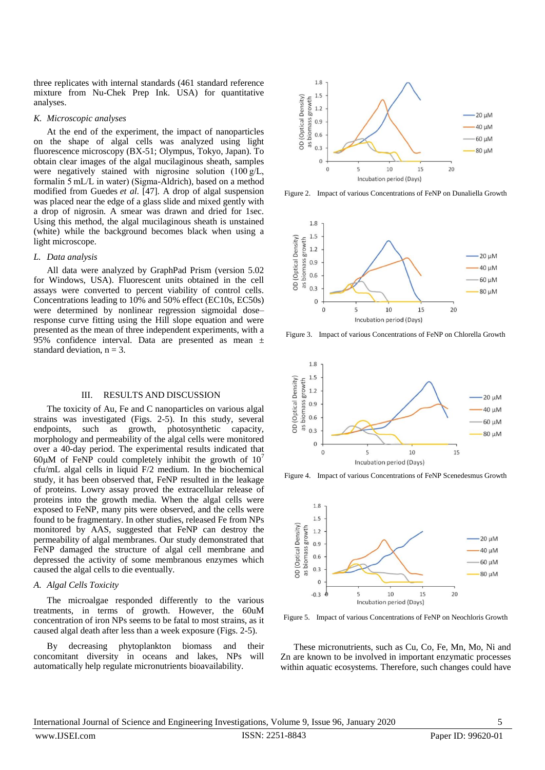three replicates with internal standards (461 standard reference mixture from Nu-Chek Prep Ink. USA) for quantitative analyses.

### K. Microscopic analyses

At the end of the experiment, the impact of nanoparticles on the shape of algal cells was analyzed using light fluorescence microscopy (BX-51; Olympus, Tokyo, Japan). To obtain clear images of the algal mucilaginous sheath, samples were negatively stained with nigrosine solution (100 g/L, formalin 5 mL/L in water) (Sigma-Aldrich), based on a method modified from Guedes *et al*. [47]. A drop of algal suspension was placed near the edge of a glass slide and mixed gently with a drop of nigrosin. A smear was drawn and dried for 1sec. Using this method, the algal mucilaginous sheath is unstained (white) while the background becomes black when using a light microscope.

### L. Data analysis

All data were analyzed by GraphPad Prism (version 5.02 for Windows, USA). Fluorescent units obtained in the cell assays were converted to percent viability of control cells. Concentrations leading to 10% and 50% effect (EC10s, EC50s) were determined by nonlinear regression sigmoidal dose–response curve fitting using the Hill slope equation and were presented as the mean of three independent experiments, with a 95% confidence interval. Data are presented as mean ± standard deviation, n = 3.

## III. RESULTS AND DISCUSSION

The toxicity of Au, Fe and C nanoparticles on various algal strains was investigated (Figs. 2-5). In this study, several endpoints, such as growth, photosynthetic capacity, morphology and permeability of the algal cells were monitored over a 40-day period. The experimental results indicated that 60μM of FeNP could completely inhibit the growth of $10^7$ cfu/mL algal cells in liquid F/2 medium. In the biochemical study, it has been observed that, FeNP resulted in the leakage of proteins. Lowry assay proved the extracellular release of proteins into the growth media. When the algal cells were exposed to FeNP, many pits were observed, and the cells were found to be fragmentary. In other studies, released Fe from NPs monitored by AAS, suggested that FeNP can destroy the permeability of algal membranes. Our study demonstrated that FeNP damaged the structure of algal cell membrane and depressed the activity of some membranous enzymes which caused the algal cells to die eventually.

### A. Algal Cells Toxicity

The microalgae responded differently to the various treatments, in terms of growth. However, the 60uM concentration of iron NPs seems to be fatal to most strains, as it caused algal death after less than a week exposure (Figs. 2-5).

By decreasing phytoplankton biomass and their concomitant diversity in oceans and lakes, NPs will automatically help regulate micronutrients bioavailability.

Figure 2. Impact of various Concentrations of FeNP on Dunaliella Growth

Figure 3. Impact of various Concentrations of FeNP on Chlorella Growth

Figure 4. Impact of various Concentrations of FeNP Scenedesmus Growth

Figure 5. Impact of various Concentrations of FeNP on Neochloris Growth

These micronutrients, such as Cu, Co, Fe, Mn, Mo, Ni and Zn are known to be involved in important enzymatic processes within aquatic ecosystems. Therefore, such changes could have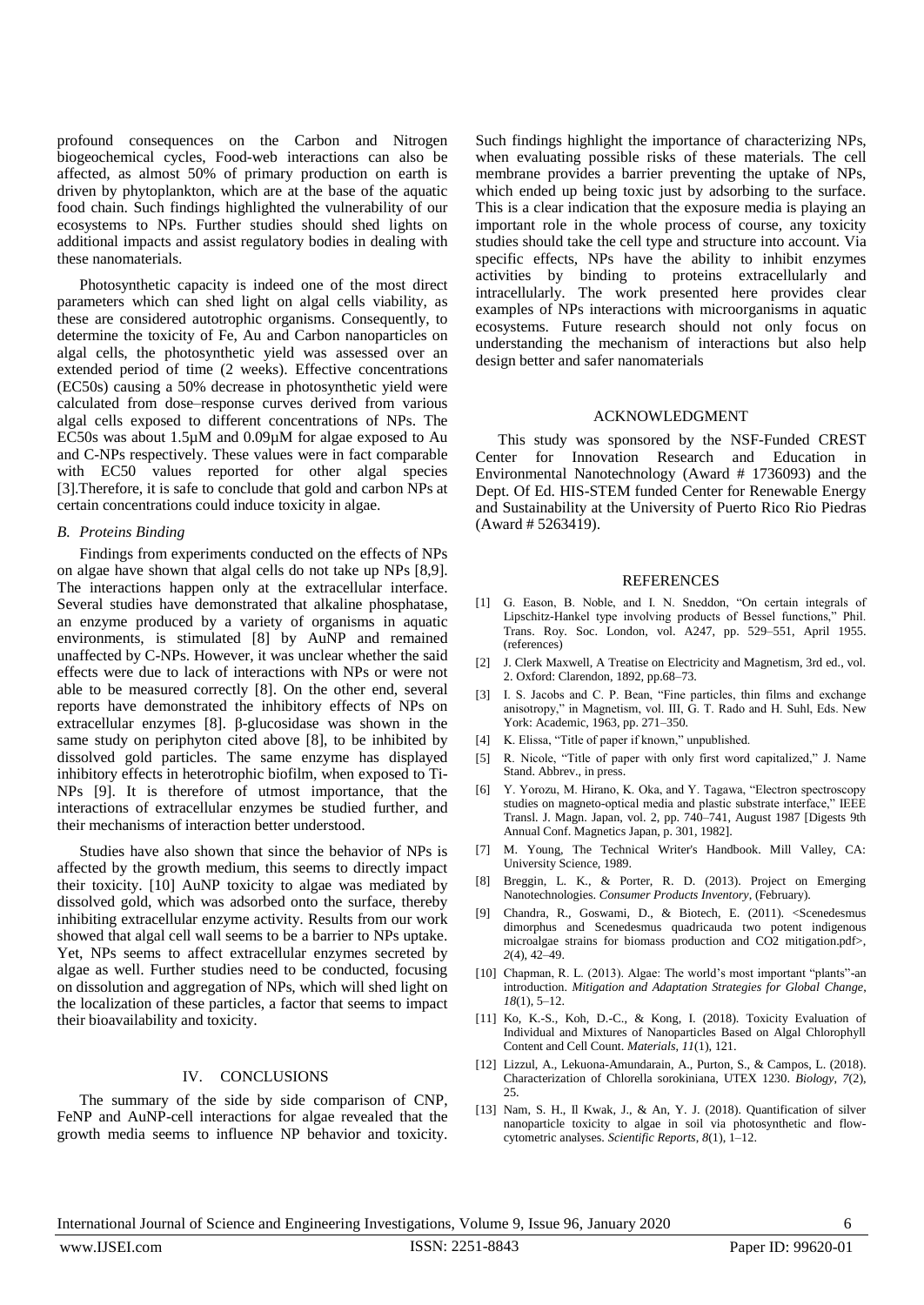profound consequences on the Carbon and Nitrogen biogeochemical cycles, Food-web interactions can also be affected, as almost 50% of primary production on earth is driven by phytoplankton, which are at the base of the aquatic food chain. Such findings highlighted the vulnerability of our ecosystems to NPs. Further studies should shed lights on additional impacts and assist regulatory bodies in dealing with these nanomaterials.

Photosynthetic capacity is indeed one of the most direct parameters which can shed light on algal cells viability, as these are considered autotrophic organisms. Consequently, to determine the toxicity of Fe, Au and Carbon nanoparticles on algal cells, the photosynthetic yield was assessed over an extended period of time (2 weeks). Effective concentrations (EC50s) causing a 50% decrease in photosynthetic yield were calculated from dose–response curves derived from various algal cells exposed to different concentrations of NPs. The EC50s was about 1.5µM and 0.09µM for algae exposed to Au and C-NPs respectively. These values were in fact comparable with EC50 values reported for other algal species [3].Therefore, it is safe to conclude that gold and carbon NPs at certain concentrations could induce toxicity in algae.

### *B. Proteins Binding*

Findings from experiments conducted on the effects of NPs on algae have shown that algal cells do not take up NPs [8,9]. The interactions happen only at the extracellular interface. Several studies have demonstrated that alkaline phosphatase, an enzyme produced by a variety of organisms in aquatic environments, is stimulated [8] by AuNP and remained unaffected by C-NPs. However, it was unclear whether the said effects were due to lack of interactions with NPs or were not able to be measured correctly [8]. On the other end, several reports have demonstrated the inhibitory effects of NPs on extracellular enzymes [8]. β-glucosidase was shown in the same study on periphyton cited above [8], to be inhibited by dissolved gold particles. The same enzyme has displayed inhibitory effects in heterotrophic biofilm, when exposed to Ti-NPs [9]. It is therefore of utmost importance, that the interactions of extracellular enzymes be studied further, and their mechanisms of interaction better understood.

Studies have also shown that since the behavior of NPs is affected by the growth medium, this seems to directly impact their toxicity. [10] AuNP toxicity to algae was mediated by dissolved gold, which was adsorbed onto the surface, thereby inhibiting extracellular enzyme activity. Results from our work showed that algal cell wall seems to be a barrier to NPs uptake. Yet, NPs seems to affect extracellular enzymes secreted by algae as well. Further studies need to be conducted, focusing on dissolution and aggregation of NPs, which will shed light on the localization of these particles, a factor that seems to impact their bioavailability and toxicity.

## IV. CONCLUSIONS

The summary of the side by side comparison of CNP, FeNP and AuNP-cell interactions for algae revealed that the growth media seems to influence NP behavior and toxicity. Such findings highlight the importance of characterizing NPs, when evaluating possible risks of these materials. The cell membrane provides a barrier preventing the uptake of NPs, which ended up being toxic just by adsorbing to the surface. This is a clear indication that the exposure media is playing an important role in the whole process of course, any toxicity studies should take the cell type and structure into account. Via specific effects, NPs have the ability to inhibit enzymes activities by binding to proteins extracellularly and intracellularly. The work presented here provides clear examples of NPs interactions with microorganisms in aquatic ecosystems. Future research should not only focus on understanding the mechanism of interactions but also help design better and safer nanomaterials

## ACKNOWLEDGMENT

This study was sponsored by the NSF-Funded CREST Center for Innovation Research and Education in Environmental Nanotechnology (Award # 1736093) and the Dept. Of Ed. HIS-STEM funded Center for Renewable Energy and Sustainability at the University of Puerto Rico Rio Piedras (Award # 5263419).

## REFERENCES

[1] G. Eason, B. Noble, and I. N. Sneddon, "On certain integrals of Lipschitz-Hankel type involving products of Bessel functions," Phil. Trans. Roy. Soc. London, vol. A247, pp. 529–551, April 1955. (references)

[2] J. Clerk Maxwell, A Treatise on Electricity and Magnetism, 3rd ed., vol. 2. Oxford: Clarendon, 1892, pp.68–73.

[3] I. S. Jacobs and C. P. Bean, "Fine particles, thin films and exchange anisotropy," in Magnetism, vol. III, G. T. Rado and H. Suhl, Eds. New York: Academic, 1963, pp. 271–350.

[4] K. Elissa, "Title of paper if known," unpublished.

[5] R. Nicole, "Title of paper with only first word capitalized," J. Name Stand. Abbrev., in press.

[6] Y. Yorozu, M. Hirano, K. Oka, and Y. Tagawa, "Electron spectroscopy studies on magneto-optical media and plastic substrate interface," IEEE Transl. J. Magn. Japan, vol. 2, pp. 740–741, August 1987 [Digests 9th Annual Conf. Magnetics Japan, p. 301, 1982].

[7] M. Young, The Technical Writer's Handbook. Mill Valley, CA: University Science, 1989.

[8] Breggin, L. K., & Porter, R. D. (2013). Project on Emerging Nanotechnologies. *Consumer Products Inventory*, (February).

[9] Chandra, R., Goswami, D., & Biotech, E. (2011). <Scenedesmus dimorphus and Scenedesmus quadricauda two potent indigenous microalgae strains for biomass production and CO2 mitigation.pdf>, *2*(4), 42–49.

[10] Chapman, R. L. (2013). Algae: The world's most important "plants"-an introduction. *Mitigation and Adaptation Strategies for Global Change*, *18*(1), 5–12.

[11] Ko, K.-S., Koh, D.-C., & Kong, I. (2018). Toxicity Evaluation of Individual and Mixtures of Nanoparticles Based on Algal Chlorophyll Content and Cell Count. *Materials*, *11*(1), 121.

[12] Lizzul, A., Lekuona-Amundarain, A., Purton, S., & Campos, L. (2018). Characterization of Chlorella sorokiniana, UTEX 1230. *Biology*, *7*(2), 25.

[13] Nam, S. H., Il Kwak, J., & An, Y. J. (2018). Quantification of silver nanoparticle toxicity to algae in soil via photosynthetic and flow-cytometric analyses. *Scientific Reports*, *8*(1), 1–12.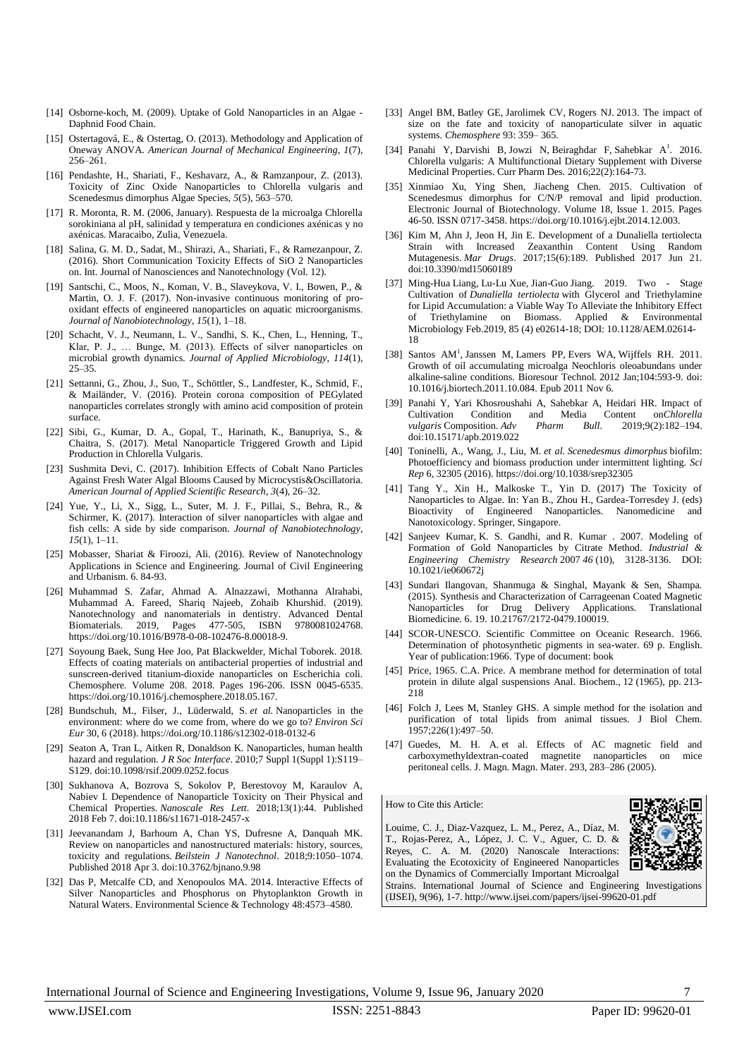[14] Osborne-koch, M. (2009). Uptake of Gold Nanoparticles in an Algae - Daphnid Food Chain.

[15] Ostertagová, E., & Ostertag, O. (2013). Methodology and Application of Oneway ANOVA. *American Journal of Mechanical Engineering*, *1*(7), 256–261.

[16] Pendashte, H., Shariati, F., Keshavarz, A., & Ramzanpour, Z. (2013). Toxicity of Zinc Oxide Nanoparticles to Chlorella vulgaris and Scenedesmus dimorphus Algae Species, *5*(5), 563–570.

[17] R. Moronta, R. M. (2006, January). Respuesta de la microalga Chlorella sorokiniana al pH, salinidad y temperatura en condiciones axénicas y no axénicas. Maracaibo, Zulia, Venezuela.

[18] Salina, G. M. D., Sadat, M., Shirazi, A., Shariati, F., & Ramezanpour, Z. (2016). Short Communication Toxicity Effects of SiO 2 Nanoparticles on. Int. Journal of Nanosciences and Nanotechnology (Vol. 12).

[19] Santschi, C., Moos, N., Koman, V. B., Slaveykova, V. I., Bowen, P., & Martin, O. J. F. (2017). Non-invasive continuous monitoring of pro-oxidant effects of engineered nanoparticles on aquatic microorganisms. *Journal of Nanobiotechnology*, *15*(1), 1–18.

[20] Schacht, V. J., Neumann, L. V., Sandhi, S. K., Chen, L., Henning, T., Klar, P. J., … Bunge, M. (2013). Effects of silver nanoparticles on microbial growth dynamics. *Journal of Applied Microbiology*, *114*(1), 25–35.

[21] Settanni, G., Zhou, J., Suo, T., Schöttler, S., Landfester, K., Schmid, F., & Mailänder, V. (2016). Protein corona composition of PEGylated nanoparticles correlates strongly with amino acid composition of protein surface.

[22] Sibi, G., Kumar, D. A., Gopal, T., Harinath, K., Banupriya, S., & Chaitra, S. (2017). Metal Nanoparticle Triggered Growth and Lipid Production in Chlorella Vulgaris.

[23] Sushmita Devi, C. (2017). Inhibition Effects of Cobalt Nano Particles Against Fresh Water Algal Blooms Caused by Microcystis&Oscillatoria. *American Journal of Applied Scientific Research*, *3*(4), 26–32.

[24] Yue, Y., Li, X., Sigg, L., Suter, M. J. F., Pillai, S., Behra, R., & Schirmer, K. (2017). Interaction of silver nanoparticles with algae and fish cells: A side by side comparison. *Journal of Nanobiotechnology*, *15*(1), 1–11.

[25] Mobasser, Shariat & Firoozi, Ali. (2016). Review of Nanotechnology Applications in Science and Engineering. Journal of Civil Engineering and Urbanism. 6. 84-93.

[26] Muhammad S. Zafar, Ahmad A. Alnazzawi, Mothanna Alrahabi, Muhammad A. Fareed, Shariq Najeeb, Zohaib Khurshid. (2019). Nanotechnology and nanomaterials in dentistry. Advanced Dental Biomaterials. 2019, Pages 477-505, ISBN 9780081024768. https://doi.org/10.1016/B978-0-08-102476-8.00018-9.

[27] Soyoung Baek, Sung Hee Joo, Pat Blackwelder, Michal Toborek. 2018. Effects of coating materials on antibacterial properties of industrial and sunscreen-derived titanium-dioxide nanoparticles on Escherichia coli. Chemosphere. Volume 208. 2018. Pages 196-206. ISSN 0045-6535. https://doi.org/10.1016/j.chemosphere.2018.05.167.

[28] Bundschuh, M., Filser, J., Lüderwald, S. *et al.* Nanoparticles in the environment: where do we come from, where do we go to? *Environ Sci Eur* 30, 6 (2018). https://doi.org/10.1186/s12302-018-0132-6

[29] Seaton A, Tran L, Aitken R, Donaldson K. Nanoparticles, human health hazard and regulation. *J R Soc Interface*. 2010;7 Suppl 1(Suppl 1):S119–S129. doi:10.1098/rsif.2009.0252.focus

[30] Sukhanova A, Bozrova S, Sokolov P, Berestovoy M, Karaulov A, Nabiev I. Dependence of Nanoparticle Toxicity on Their Physical and Chemical Properties. *Nanoscale Res Lett*. 2018;13(1):44. Published 2018 Feb 7. doi:10.1186/s11671-018-2457-x

[31] Jeevanandam J, Barhoum A, Chan YS, Dufresne A, Danquah MK. Review on nanoparticles and nanostructured materials: history, sources, toxicity and regulations. *Beilstein J Nanotechnol*. 2018;9:1050–1074. Published 2018 Apr 3. doi:10.3762/bjnano.9.98

[32] Das P, Metcalfe CD, and Xenopoulos MA. 2014. Interactive Effects of Silver Nanoparticles and Phosphorus on Phytoplankton Growth in Natural Waters. Environmental Science & Technology 48:4573–4580.

[33] Angel BM, Batley GE, Jarolimek CV, Rogers NJ. 2013. The impact of size on the fate and toxicity of nanoparticulate silver in aquatic systems. *Chemosphere* 93: 359– 365.

[34] Panahi Y, Darvishi B, Jowzi N, Beiraghdar F, Sahebkar A[1]. 2016. Chlorella vulgaris: A Multifunctional Dietary Supplement with Diverse Medicinal Properties. Curr Pharm Des. 2016;22(2):164-73.

[35] Xinmiao Xu, Ying Shen, Jiacheng Chen. 2015. Cultivation of Scenedesmus dimorphus for C/N/P removal and lipid production. Electronic Journal of Biotechnology. Volume 18, Issue 1. 2015. Pages 46-50. ISSN 0717-3458. https://doi.org/10.1016/j.ejbt.2014.12.003.

[36] Kim M, Ahn J, Jeon H, Jin E. Development of a Dunaliella tertiolecta Strain with Increased Zeaxanthin Content Using Random Mutagenesis. *Mar Drugs*. 2017;15(6):189. Published 2017 Jun 21. doi:10.3390/md15060189

[37] Ming-Hua Liang, Lu-Lu Xue, Jian-Guo Jiang. 2019. Two - Stage Cultivation of *Dunaliella tertiolecta* with Glycerol and Triethylamine for Lipid Accumulation: a Viable Way To Alleviate the Inhibitory Effect of Triethylamine on Biomass. Applied & Environmental Microbiology Feb.2019, 85 (4) e02614-18; DOI: 10.1128/AEM.02614-18

[38] Santos AM[1], Janssen M, Lamers PP, Evers WA, Wijffels RH. 2011. Growth of oil accumulating microalga Neochloris oleoabundans under alkaline-saline conditions. Bioresour Technol. 2012 Jan;104:593-9. doi: 10.1016/j.biortech.2011.10.084. Epub 2011 Nov 6.

[39] Panahi Y, Yari Khosroushahi A, Sahebkar A, Heidari HR. Impact of Cultivation Condition and Media Content on*Chlorella vulgaris* Composition. *Adv Pharm Bull*. 2019;9(2):182–194. doi:10.15171/apb.2019.022

[40] Toninelli, A., Wang, J., Liu, M. *et al. Scenedesmus dimorphus* biofilm: Photoefficiency and biomass production under intermittent lighting. *Sci Rep* 6, 32305 (2016). https://doi.org/10.1038/srep32305

[41] Tang Y., Xin H., Malkoske T., Yin D. (2017) The Toxicity of Nanoparticles to Algae. In: Yan B., Zhou H., Gardea-Torresdey J. (eds) Bioactivity of Engineered Nanoparticles. Nanomedicine and Nanotoxicology. Springer, Singapore.

[42] Sanjeev Kumar, K. S. Gandhi, and R. Kumar . 2007. Modeling of Formation of Gold Nanoparticles by Citrate Method. *Industrial & Engineering Chemistry Research* 2007 *46* (10), 3128-3136. DOI: 10.1021/ie060672j

[43] Sundari Ilangovan, Shanmuga & Singhal, Mayank & Sen, Shampa. (2015). Synthesis and Characterization of Carrageenan Coated Magnetic Nanoparticles for Drug Delivery Applications. Translational Biomedicine. 6. 19. 10.21767/2172-0479.100019.

[44] SCOR-UNESCO. Scientific Committee on Oceanic Research. 1966. Determination of photosynthetic pigments in sea-water. 69 p. English. Year of publication:1966. Type of document: book

[45] Price, 1965. C.A. Price. A membrane method for determination of total protein in dilute algal suspensions Anal. Biochem., 12 (1965), pp. 213-218

[46] Folch J, Lees M, Stanley GHS. A simple method for the isolation and purification of total lipids from animal tissues. J Biol Chem. 1957;226(1):497–50.

[47] Guedes, M. H. A. et al. Effects of AC magnetic field and carboxymethyldextran-coated magnetite nanoparticles on mice peritoneal cells. J. Magn. Magn. Mater. 293, 283–286 (2005).

How to Cite this Article:

Louime, C. J., Diaz-Vazquez, L. M., Perez, A., Díaz, M. T., Rojas-Perez, A., López, J. C. V., Aguer, C. D. & Reyes, C. A. M. (2020) Nanoscale Interactions: Evaluating the Ecotoxicity of Engineered Nanoparticles on the Dynamics of Commercially Important Microalgal Strains. International Journal of Science and Engineering Investigations (IJSEI), 9(96), 1-7. http://www.ijsei.com/papers/ijsei-99620-01.pdf